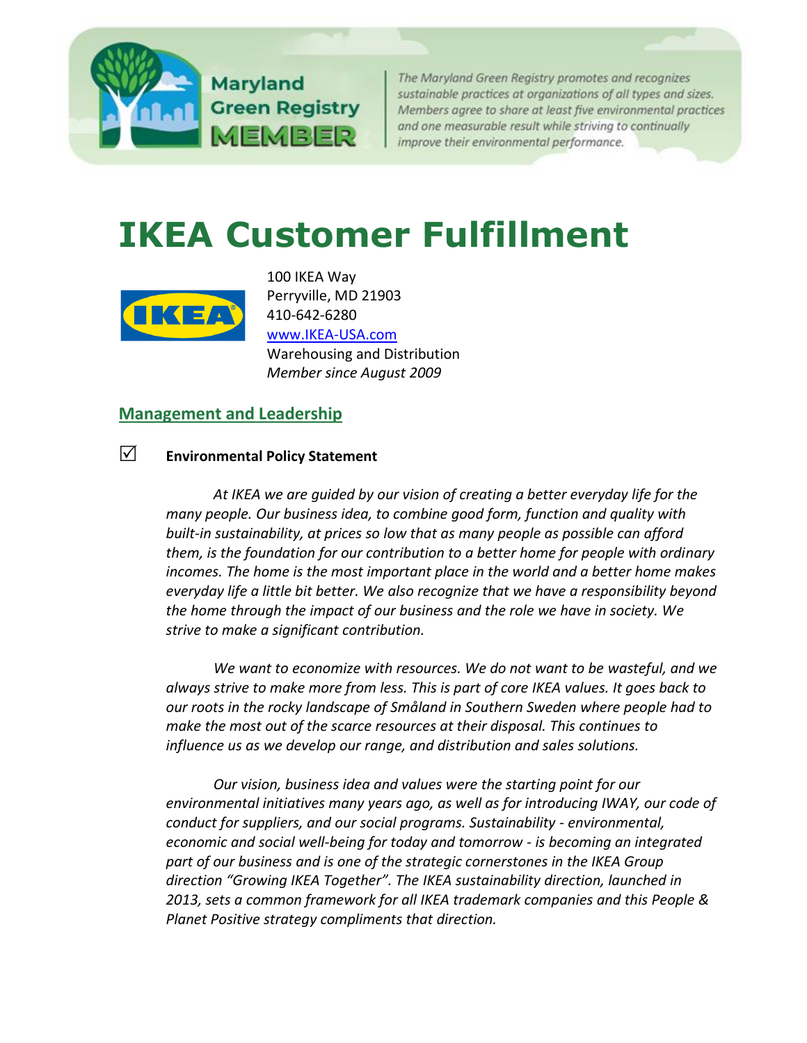Maryland Green Registry MEMBER

*The Maryland Green Registry promotes and recognizes sustainable practices at organizations of all types and sizes. Members agree to share at least five environmental practices and one measurable result while striving to continually improve their environmental performance.*

# IKEA Customer Fulfillment

100 IKEA Way
Perryville, MD 21903
410-642-6280
[www.IKEA-USA.com](http://www.IKEA-USA.com)
Warehousing and Distribution
*Member since August 2009*

## Management and Leadership

☑ **Environmental Policy Statement**

*At IKEA we are guided by our vision of creating a better everyday life for the many people. Our business idea, to combine good form, function and quality with built-in sustainability, at prices so low that as many people as possible can afford them, is the foundation for our contribution to a better home for people with ordinary incomes. The home is the most important place in the world and a better home makes everyday life a little bit better. We also recognize that we have a responsibility beyond the home through the impact of our business and the role we have in society. We strive to make a significant contribution.*

*We want to economize with resources. We do not want to be wasteful, and we always strive to make more from less. This is part of core IKEA values. It goes back to our roots in the rocky landscape of Småland in Southern Sweden where people had to make the most out of the scarce resources at their disposal. This continues to influence us as we develop our range, and distribution and sales solutions.*

*Our vision, business idea and values were the starting point for our environmental initiatives many years ago, as well as for introducing IWAY, our code of conduct for suppliers, and our social programs. Sustainability - environmental, economic and social well-being for today and tomorrow - is becoming an integrated part of our business and is one of the strategic cornerstones in the IKEA Group direction "Growing IKEA Together". The IKEA sustainability direction, launched in 2013, sets a common framework for all IKEA trademark companies and this People & Planet Positive strategy compliments that direction.*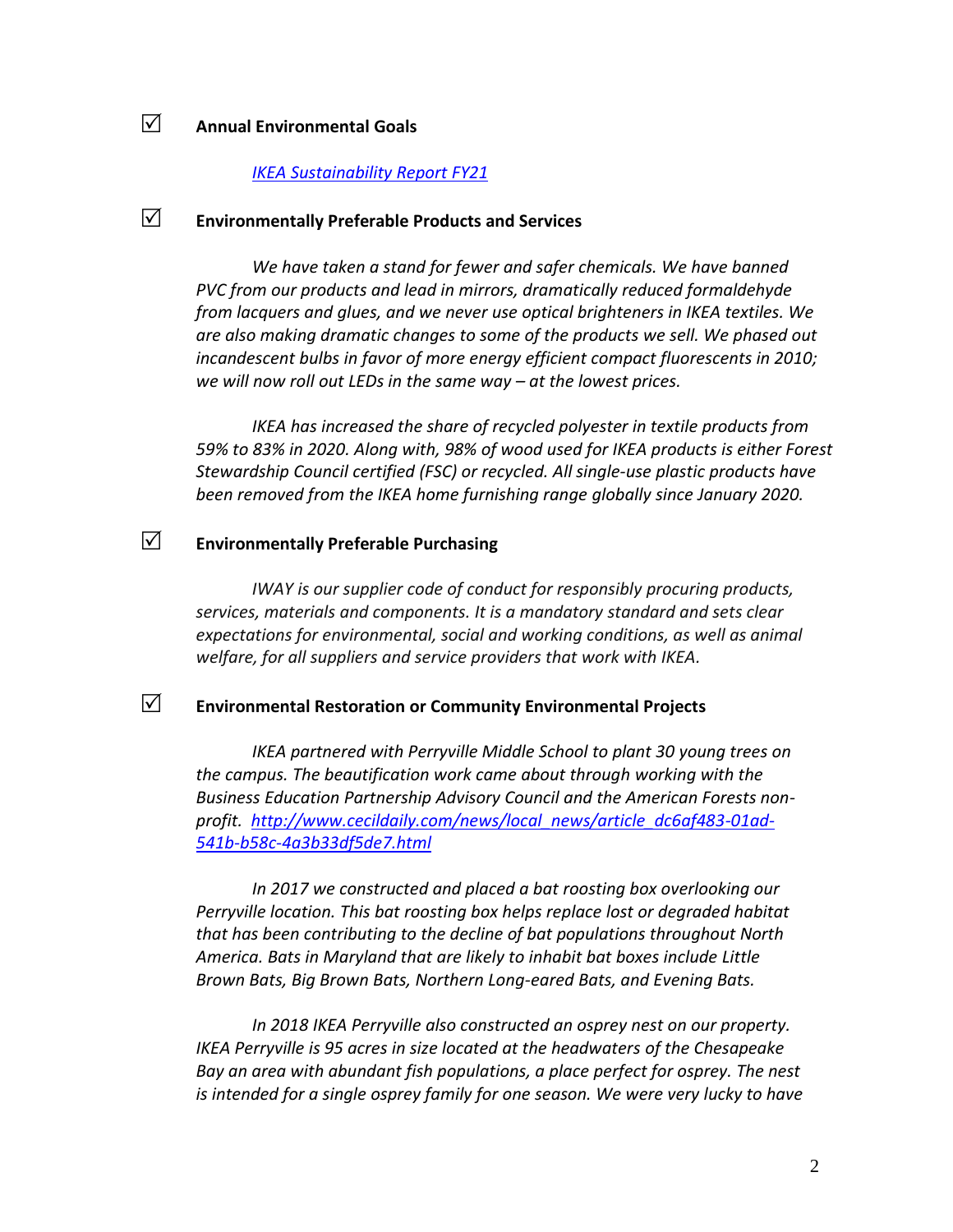☑ **Annual Environmental Goals**

[IKEA Sustainability Report FY21]

☑ **Environmentally Preferable Products and Services**

*We have taken a stand for fewer and safer chemicals. We have banned PVC from our products and lead in mirrors, dramatically reduced formaldehyde from lacquers and glues, and we never use optical brighteners in IKEA textiles. We are also making dramatic changes to some of the products we sell. We phased out incandescent bulbs in favor of more energy efficient compact fluorescents in 2010; we will now roll out LEDs in the same way – at the lowest prices.*

*IKEA has increased the share of recycled polyester in textile products from 59% to 83% in 2020. Along with, 98% of wood used for IKEA products is either Forest Stewardship Council certified (FSC) or recycled. All single-use plastic products have been removed from the IKEA home furnishing range globally since January 2020.*

☑ **Environmentally Preferable Purchasing**

*IWAY is our supplier code of conduct for responsibly procuring products, services, materials and components. It is a mandatory standard and sets clear expectations for environmental, social and working conditions, as well as animal welfare, for all suppliers and service providers that work with IKEA.*

☑ **Environmental Restoration or Community Environmental Projects**

*IKEA partnered with Perryville Middle School to plant 30 young trees on the campus. The beautification work came about through working with the Business Education Partnership Advisory Council and the American Forests non-profit.* http://www.cecildaily.com/news/local_news/article_dc6af483-01ad-541b-b58c-4a3b33df5de7.html

*In 2017 we constructed and placed a bat roosting box overlooking our Perryville location. This bat roosting box helps replace lost or degraded habitat that has been contributing to the decline of bat populations throughout North America. Bats in Maryland that are likely to inhabit bat boxes include Little Brown Bats, Big Brown Bats, Northern Long-eared Bats, and Evening Bats.*

*In 2018 IKEA Perryville also constructed an osprey nest on our property. IKEA Perryville is 95 acres in size located at the headwaters of the Chesapeake Bay an area with abundant fish populations, a place perfect for osprey. The nest is intended for a single osprey family for one season. We were very lucky to have*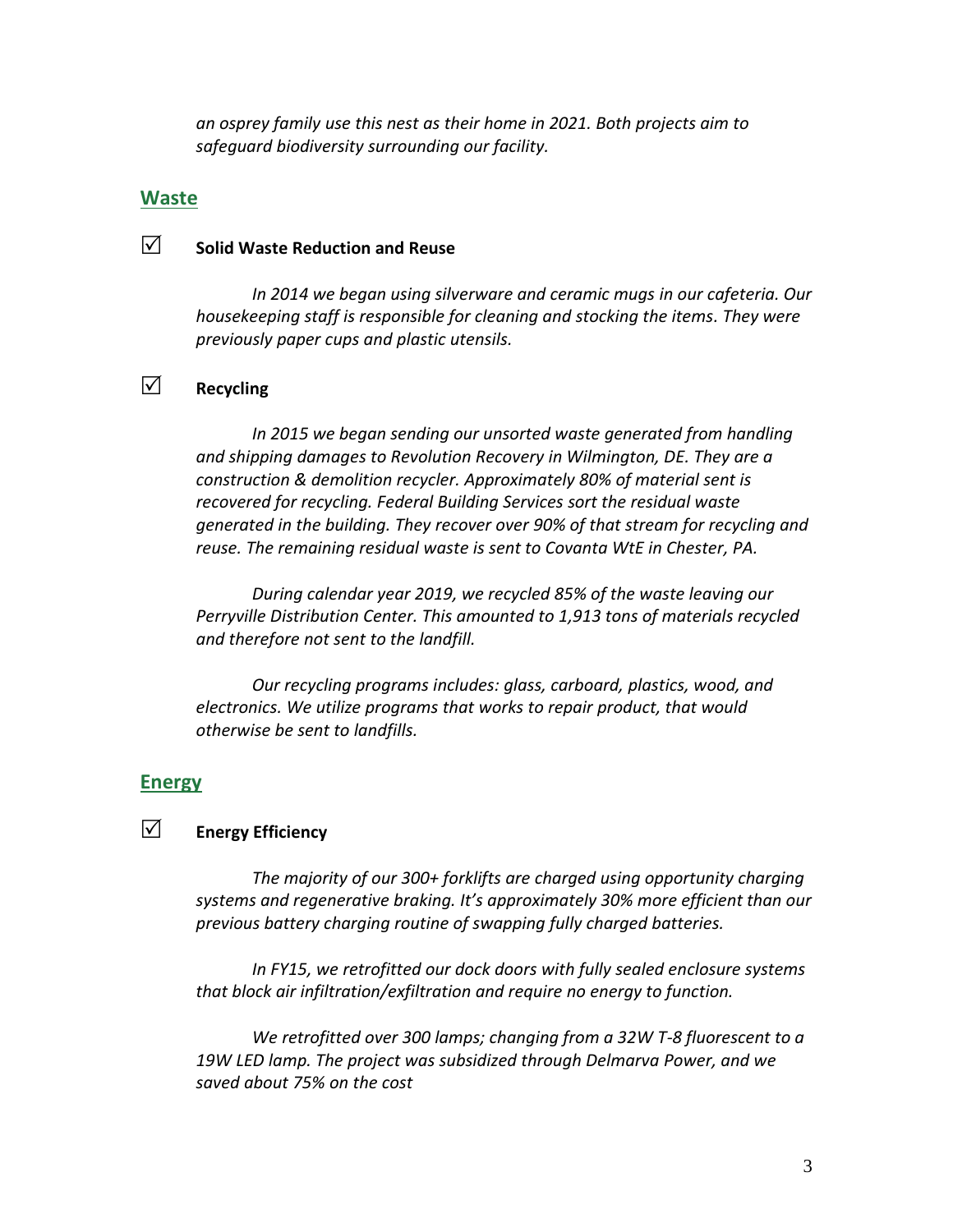*an osprey family use this nest as their home in 2021. Both projects aim to safeguard biodiversity surrounding our facility.*

## Waste

☑ **Solid Waste Reduction and Reuse**

*In 2014 we began using silverware and ceramic mugs in our cafeteria. Our housekeeping staff is responsible for cleaning and stocking the items. They were previously paper cups and plastic utensils.*

☑ **Recycling**

*In 2015 we began sending our unsorted waste generated from handling and shipping damages to Revolution Recovery in Wilmington, DE. They are a construction & demolition recycler. Approximately 80% of material sent is recovered for recycling. Federal Building Services sort the residual waste generated in the building. They recover over 90% of that stream for recycling and reuse. The remaining residual waste is sent to Covanta WtE in Chester, PA.*

*During calendar year 2019, we recycled 85% of the waste leaving our Perryville Distribution Center. This amounted to 1,913 tons of materials recycled and therefore not sent to the landfill.*

*Our recycling programs includes: glass, carboard, plastics, wood, and electronics. We utilize programs that works to repair product, that would otherwise be sent to landfills.*

## Energy

☑ **Energy Efficiency**

*The majority of our 300+ forklifts are charged using opportunity charging systems and regenerative braking. It's approximately 30% more efficient than our previous battery charging routine of swapping fully charged batteries.*

*In FY15, we retrofitted our dock doors with fully sealed enclosure systems that block air infiltration/exfiltration and require no energy to function.*

*We retrofitted over 300 lamps; changing from a 32W T-8 fluorescent to a 19W LED lamp. The project was subsidized through Delmarva Power, and we saved about 75% on the cost*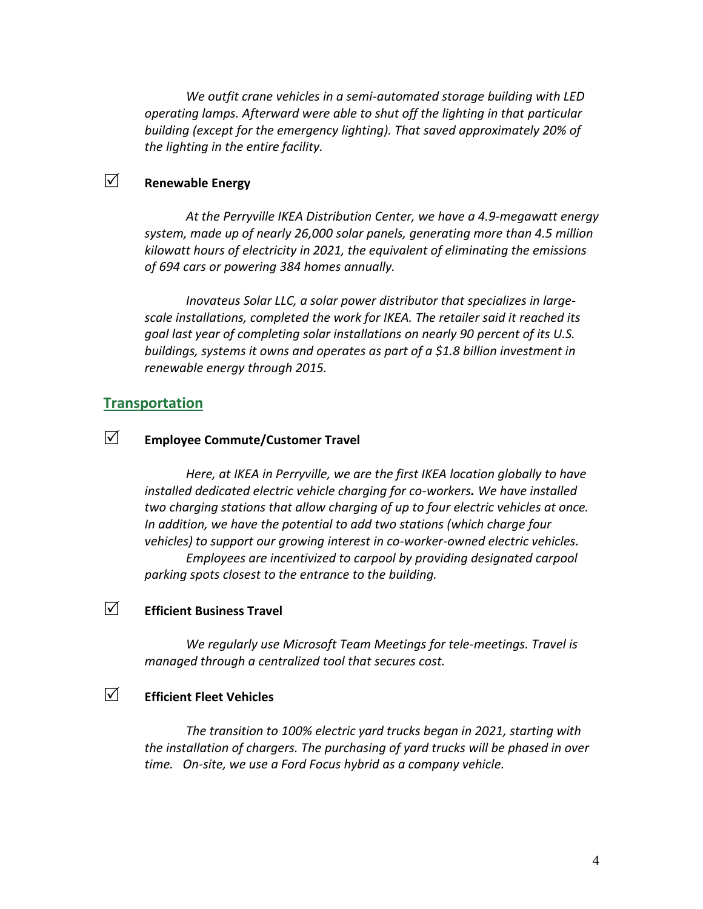*We outfit crane vehicles in a semi-automated storage building with LED operating lamps. Afterward were able to shut off the lighting in that particular building (except for the emergency lighting). That saved approximately 20% of the lighting in the entire facility.*

☑ **Renewable Energy**

*At the Perryville IKEA Distribution Center, we have a 4.9-megawatt energy system, made up of nearly 26,000 solar panels, generating more than 4.5 million kilowatt hours of electricity in 2021, the equivalent of eliminating the emissions of 694 cars or powering 384 homes annually.*

*Inovateus Solar LLC, a solar power distributor that specializes in large-scale installations, completed the work for IKEA. The retailer said it reached its goal last year of completing solar installations on nearly 90 percent of its U.S. buildings, systems it owns and operates as part of a $1.8 billion investment in renewable energy through 2015.*

## Transportation

☑ **Employee Commute/Customer Travel**

*Here, at IKEA in Perryville, we are the first IKEA location globally to have installed dedicated electric vehicle charging for co-workers**.** We have installed two charging stations that allow charging of up to four electric vehicles at once. In addition, we have the potential to add two stations (which charge four vehicles) to support our growing interest in co-worker-owned electric vehicles.*

*Employees are incentivized to carpool by providing designated carpool parking spots closest to the entrance to the building.*

☑ **Efficient Business Travel**

*We regularly use Microsoft Team Meetings for tele-meetings. Travel is managed through a centralized tool that secures cost.*

☑ **Efficient Fleet Vehicles**

*The transition to 100% electric yard trucks began in 2021, starting with the installation of chargers. The purchasing of yard trucks will be phased in over time. On-site, we use a Ford Focus hybrid as a company vehicle.*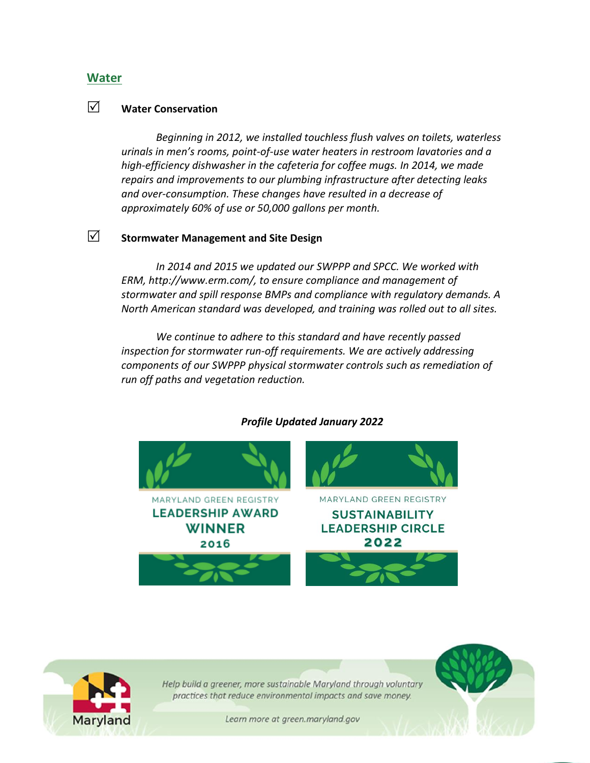## Water

☑ **Water Conservation**

*Beginning in 2012, we installed touchless flush valves on toilets, waterless urinals in men's rooms, point-of-use water heaters in restroom lavatories and a high-efficiency dishwasher in the cafeteria for coffee mugs. In 2014, we made repairs and improvements to our plumbing infrastructure after detecting leaks and over-consumption. These changes have resulted in a decrease of approximately 60% of use or 50,000 gallons per month.*

☑ **Stormwater Management and Site Design**

*In 2014 and 2015 we updated our SWPPP and SPCC. We worked with ERM, http://www.erm.com/, to ensure compliance and management of stormwater and spill response BMPs and compliance with regulatory demands. A North American standard was developed, and training was rolled out to all sites.*

*We continue to adhere to this standard and have recently passed inspection for stormwater run-off requirements. We are actively addressing components of our SWPPP physical stormwater controls such as remediation of run off paths and vegetation reduction.*

***Profile Updated January 2022***

MARYLAND GREEN REGISTRY
LEADERSHIP AWARD WINNER
2016

MARYLAND GREEN REGISTRY
SUSTAINABILITY LEADERSHIP CIRCLE
2022

Maryland

*Help build a greener, more sustainable Maryland through voluntary practices that reduce environmental impacts and save money.*

*Learn more at green.maryland.gov*